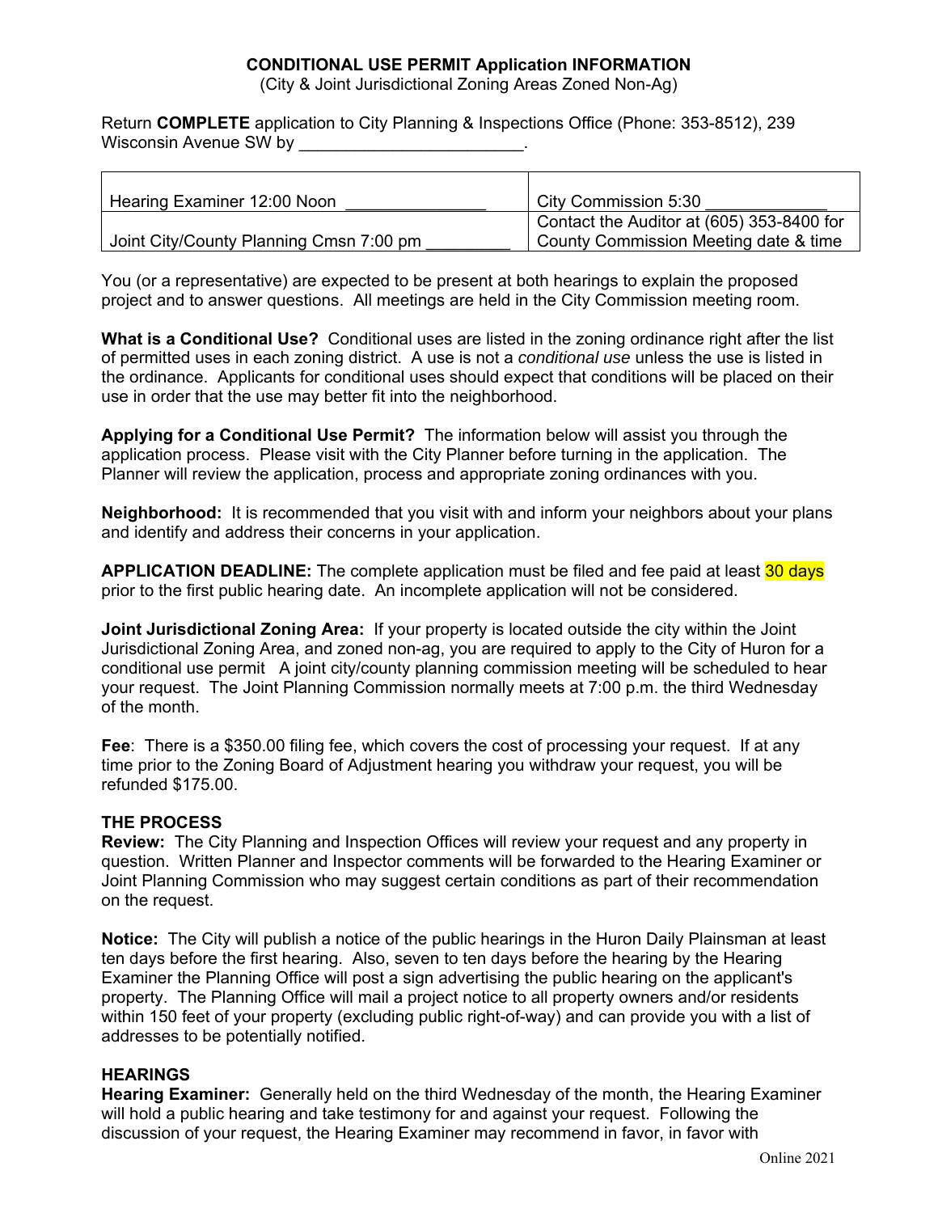**CONDITIONAL USE PERMIT Application INFORMATION**
(City & Joint Jurisdictional Zoning Areas Zoned Non-Ag)

Return **COMPLETE** application to City Planning & Inspections Office (Phone: 353-8512), 239 Wisconsin Avenue SW by ________________________.

| | |
|---|---|
| Hearing Examiner 12:00 Noon _______________ | City Commission 5:30 ____________ |
| Joint City/County Planning Cmsn 7:00 pm _________ | Contact the Auditor at (605) 353-8400 for County Commission Meeting date & time |

You (or a representative) are expected to be present at both hearings to explain the proposed project and to answer questions. All meetings are held in the City Commission meeting room.

**What is a Conditional Use?** Conditional uses are listed in the zoning ordinance right after the list of permitted uses in each zoning district. A use is not a *conditional use* unless the use is listed in the ordinance. Applicants for conditional uses should expect that conditions will be placed on their use in order that the use may better fit into the neighborhood.

**Applying for a Conditional Use Permit?** The information below will assist you through the application process. Please visit with the City Planner before turning in the application. The Planner will review the application, process and appropriate zoning ordinances with you.

**Neighborhood:** It is recommended that you visit with and inform your neighbors about your plans and identify and address their concerns in your application.

**APPLICATION DEADLINE:** The complete application must be filed and fee paid at least 30 days prior to the first public hearing date. An incomplete application will not be considered.

**Joint Jurisdictional Zoning Area:** If your property is located outside the city within the Joint Jurisdictional Zoning Area, and zoned non-ag, you are required to apply to the City of Huron for a conditional use permit A joint city/county planning commission meeting will be scheduled to hear your request. The Joint Planning Commission normally meets at 7:00 p.m. the third Wednesday of the month.

**Fee**: There is a $350.00 filing fee, which covers the cost of processing your request. If at any time prior to the Zoning Board of Adjustment hearing you withdraw your request, you will be refunded $175.00.

## THE PROCESS

**Review:** The City Planning and Inspection Offices will review your request and any property in question. Written Planner and Inspector comments will be forwarded to the Hearing Examiner or Joint Planning Commission who may suggest certain conditions as part of their recommendation on the request.

**Notice:** The City will publish a notice of the public hearings in the Huron Daily Plainsman at least ten days before the first hearing. Also, seven to ten days before the hearing by the Hearing Examiner the Planning Office will post a sign advertising the public hearing on the applicant's property. The Planning Office will mail a project notice to all property owners and/or residents within 150 feet of your property (excluding public right-of-way) and can provide you with a list of addresses to be potentially notified.

## HEARINGS

**Hearing Examiner:** Generally held on the third Wednesday of the month, the Hearing Examiner will hold a public hearing and take testimony for and against your request. Following the discussion of your request, the Hearing Examiner may recommend in favor, in favor with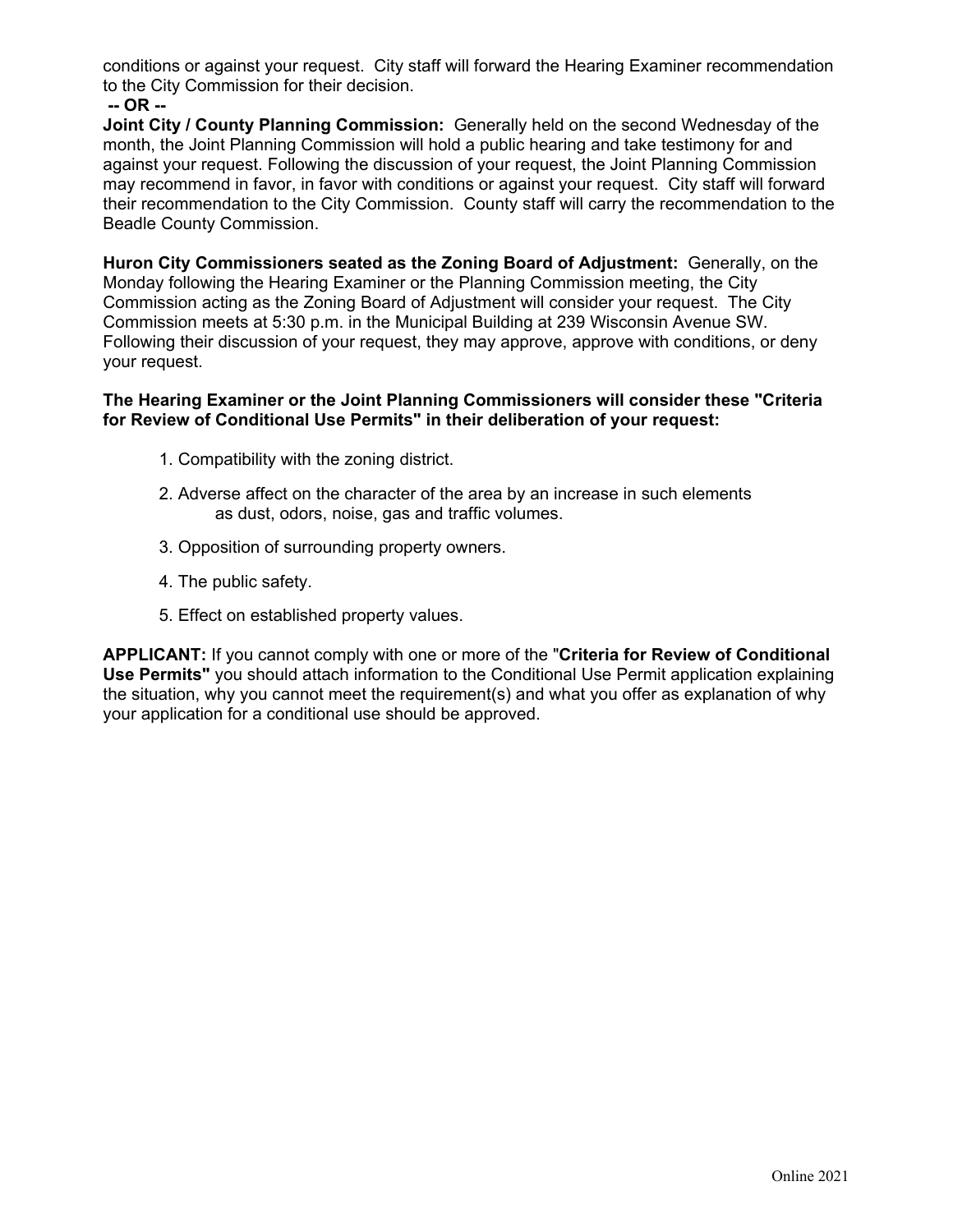conditions or against your request. City staff will forward the Hearing Examiner recommendation to the City Commission for their decision.

**-- OR --**

**Joint City / County Planning Commission:** Generally held on the second Wednesday of the month, the Joint Planning Commission will hold a public hearing and take testimony for and against your request. Following the discussion of your request, the Joint Planning Commission may recommend in favor, in favor with conditions or against your request. City staff will forward their recommendation to the City Commission. County staff will carry the recommendation to the Beadle County Commission.

**Huron City Commissioners seated as the Zoning Board of Adjustment:** Generally, on the Monday following the Hearing Examiner or the Planning Commission meeting, the City Commission acting as the Zoning Board of Adjustment will consider your request. The City Commission meets at 5:30 p.m. in the Municipal Building at 239 Wisconsin Avenue SW. Following their discussion of your request, they may approve, approve with conditions, or deny your request.

**The Hearing Examiner or the Joint Planning Commissioners will consider these "Criteria for Review of Conditional Use Permits" in their deliberation of your request:**

1. Compatibility with the zoning district.
2. Adverse affect on the character of the area by an increase in such elements as dust, odors, noise, gas and traffic volumes.
3. Opposition of surrounding property owners.
4. The public safety.
5. Effect on established property values.

**APPLICANT:** If you cannot comply with one or more of the "**Criteria for Review of Conditional Use Permits"** you should attach information to the Conditional Use Permit application explaining the situation, why you cannot meet the requirement(s) and what you offer as explanation of why your application for a conditional use should be approved.

Online 2021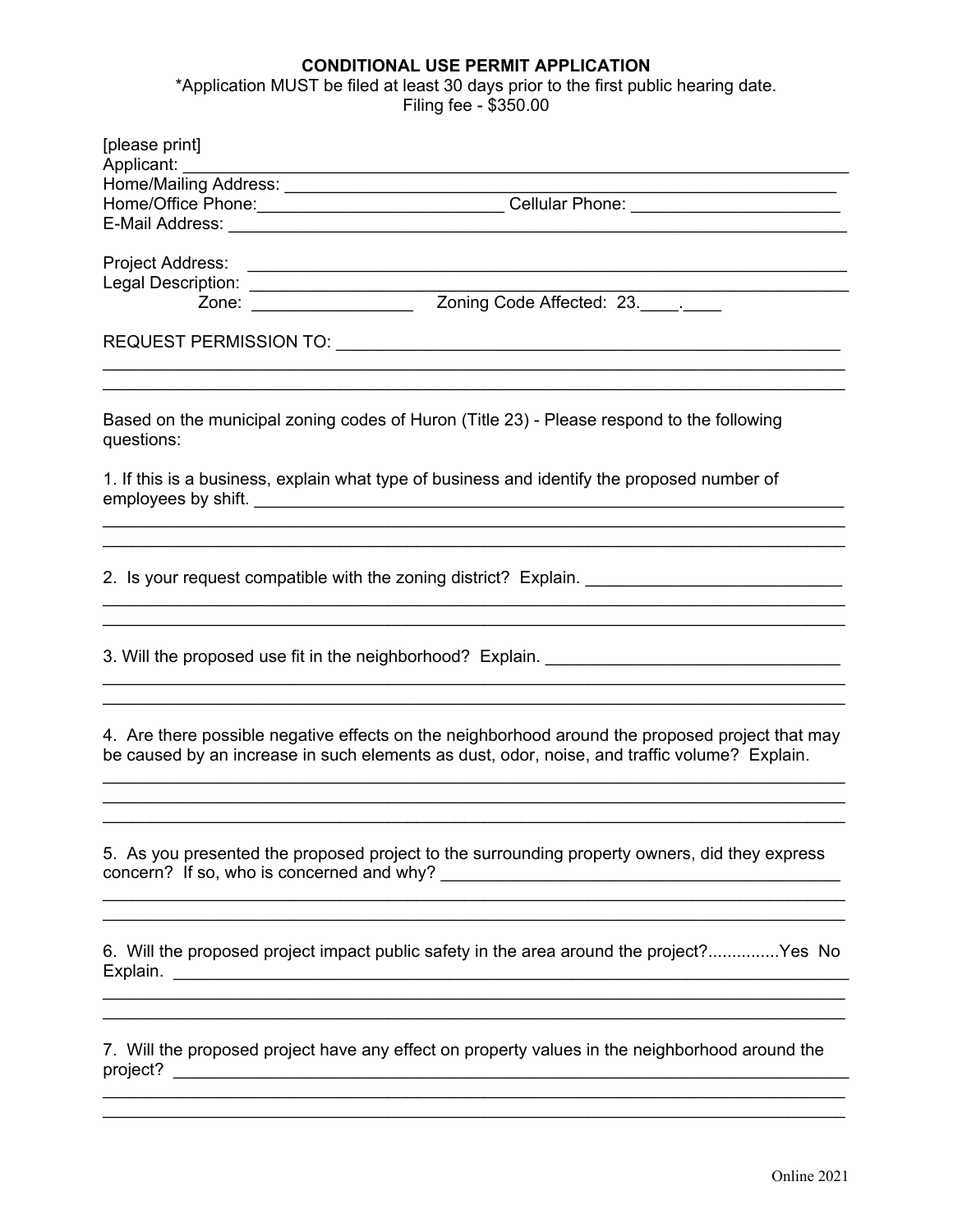**CONDITIONAL USE PERMIT APPLICATION**

*Application MUST be filed at least 30 days prior to the first public hearing date.

Filing fee - $350.00

[please print]

Applicant: ______________________________________________________________

Home/Mailing Address: ____________________________________________________

Home/Office Phone:__________________________ Cellular Phone: ______________________

E-Mail Address: __________________________________________________________________

Project Address: ___________________________________________________________

Legal Description: ___________________________________________________________

Zone: _________________ Zoning Code Affected: 23.____.____

REQUEST PERMISSION TO: _______________________________________________________

_____________________________________________________________________________

_____________________________________________________________________________

Based on the municipal zoning codes of Huron (Title 23) - Please respond to the following questions:

1. If this is a business, explain what type of business and identify the proposed number of employees by shift. ___________________________________________________________

_____________________________________________________________________________

_____________________________________________________________________________

2. Is your request compatible with the zoning district? Explain. ___________________________

_____________________________________________________________________________

_____________________________________________________________________________

3. Will the proposed use fit in the neighborhood? Explain. _______________________________

_____________________________________________________________________________

_____________________________________________________________________________

4. Are there possible negative effects on the neighborhood around the proposed project that may be caused by an increase in such elements as dust, odor, noise, and traffic volume? Explain.

_____________________________________________________________________________

_____________________________________________________________________________

_____________________________________________________________________________

5. As you presented the proposed project to the surrounding property owners, did they express concern? If so, who is concerned and why? ___________________________________________

_____________________________________________________________________________

_____________________________________________________________________________

6. Will the proposed project impact public safety in the area around the project?...............Yes No

Explain. ______________________________________________________________________

_____________________________________________________________________________

_____________________________________________________________________________

7. Will the proposed project have any effect on property values in the neighborhood around the project? _______________________________________________________________________

_____________________________________________________________________________

_____________________________________________________________________________

Online 2021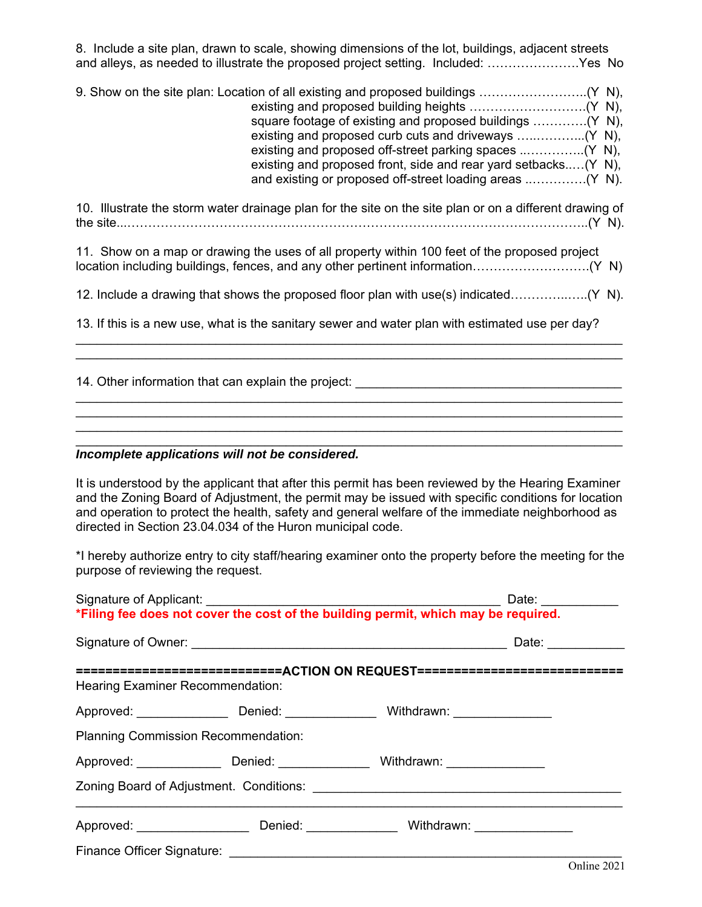8. Include a site plan, drawn to scale, showing dimensions of the lot, buildings, adjacent streets and alleys, as needed to illustrate the proposed project setting. Included: ………………….Yes No

9. Show on the site plan: Location of all existing and proposed buildings ……………………..(Y N),
existing and proposed building heights ……………………….(Y N),
square footage of existing and proposed buildings ………….(Y N),
existing and proposed curb cuts and driveways …..………..(Y N),
existing and proposed off-street parking spaces ..……………(Y N),
existing and proposed front, side and rear yard setbacks..…(Y N),
and existing or proposed off-street loading areas ……………(Y N).

10. Illustrate the storm water drainage plan for the site on the site plan or on a different drawing of the site...……………………………………………………………………………………………..(Y N).

11. Show on a map or drawing the uses of all property within 100 feet of the proposed project location including buildings, fences, and any other pertinent information……………………….(Y N)

12. Include a drawing that shows the proposed floor plan with use(s) indicated……………..….(Y N).

13. If this is a new use, what is the sanitary sewer and water plan with estimated use per day?
_______________________________________________________________________________
_______________________________________________________________________________

14. Other information that can explain the project: ______________________________________
_______________________________________________________________________________
_______________________________________________________________________________
_______________________________________________________________________________
_______________________________________________________________________________

***Incomplete applications will not be considered.***

It is understood by the applicant that after this permit has been reviewed by the Hearing Examiner and the Zoning Board of Adjustment, the permit may be issued with specific conditions for location and operation to protect the health, safety and general welfare of the immediate neighborhood as directed in Section 23.04.034 of the Huron municipal code.

*I hereby authorize entry to city staff/hearing examiner onto the property before the meeting for the purpose of reviewing the request.

Signature of Applicant: ___________________________________________ Date: ___________
**\*Filing fee does not cover the cost of the building permit, which may be required.**

Signature of Owner: ______________________________________________ Date: ___________

**===========================ACTION ON REQUEST===========================**

Hearing Examiner Recommendation:

Approved: _____________ Denied: _____________ Withdrawn: ______________

Planning Commission Recommendation:

Approved: ____________ Denied: _____________ Withdrawn: ______________

Zoning Board of Adjustment. Conditions: ____________________________________________
_______________________________________________________________________________

Approved: ________________ Denied: _____________ Withdrawn: ______________

Finance Officer Signature: _________________________________________________________

Online 2021